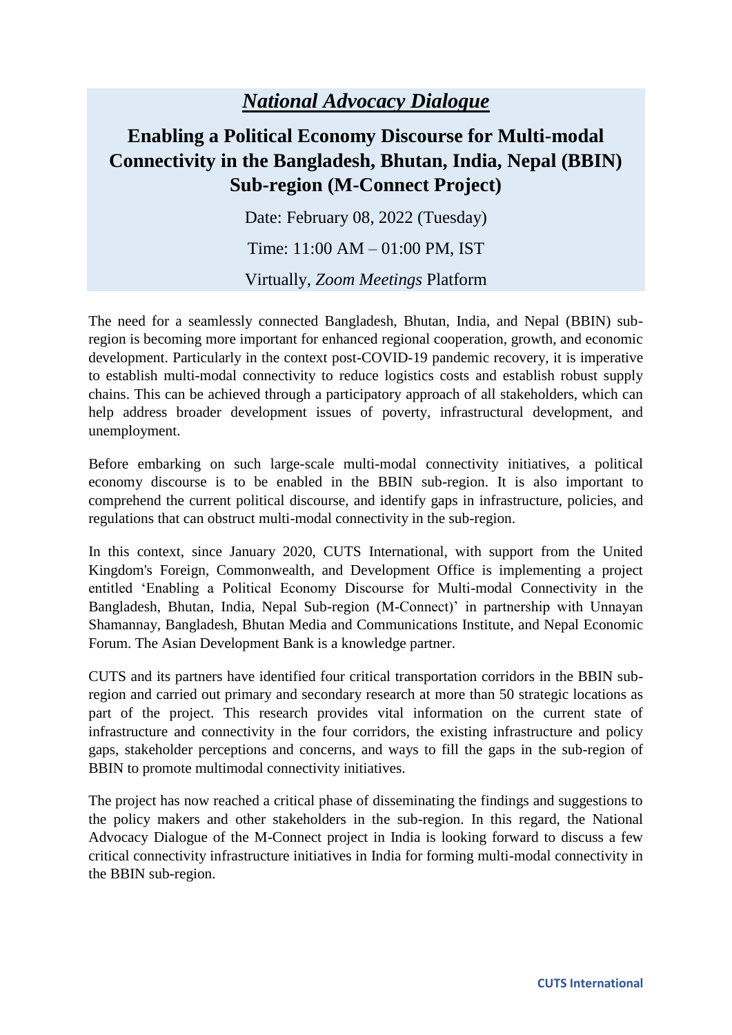# *National Advocacy Dialogue*

## Enabling a Political Economy Discourse for Multi-modal Connectivity in the Bangladesh, Bhutan, India, Nepal (BBIN) Sub-region (M-Connect Project)

Date: February 08, 2022 (Tuesday)

Time: 11:00 AM – 01:00 PM, IST

Virtually, *Zoom Meetings* Platform

The need for a seamlessly connected Bangladesh, Bhutan, India, and Nepal (BBIN) sub-region is becoming more important for enhanced regional cooperation, growth, and economic development. Particularly in the context post-COVID-19 pandemic recovery, it is imperative to establish multi-modal connectivity to reduce logistics costs and establish robust supply chains. This can be achieved through a participatory approach of all stakeholders, which can help address broader development issues of poverty, infrastructural development, and unemployment.

Before embarking on such large-scale multi-modal connectivity initiatives, a political economy discourse is to be enabled in the BBIN sub-region. It is also important to comprehend the current political discourse, and identify gaps in infrastructure, policies, and regulations that can obstruct multi-modal connectivity in the sub-region.

In this context, since January 2020, CUTS International, with support from the United Kingdom's Foreign, Commonwealth, and Development Office is implementing a project entitled 'Enabling a Political Economy Discourse for Multi-modal Connectivity in the Bangladesh, Bhutan, India, Nepal Sub-region (M-Connect)' in partnership with Unnayan Shamannay, Bangladesh, Bhutan Media and Communications Institute, and Nepal Economic Forum. The Asian Development Bank is a knowledge partner.

CUTS and its partners have identified four critical transportation corridors in the BBIN sub-region and carried out primary and secondary research at more than 50 strategic locations as part of the project. This research provides vital information on the current state of infrastructure and connectivity in the four corridors, the existing infrastructure and policy gaps, stakeholder perceptions and concerns, and ways to fill the gaps in the sub-region of BBIN to promote multimodal connectivity initiatives.

The project has now reached a critical phase of disseminating the findings and suggestions to the policy makers and other stakeholders in the sub-region. In this regard, the National Advocacy Dialogue of the M-Connect project in India is looking forward to discuss a few critical connectivity infrastructure initiatives in India for forming multi-modal connectivity in the BBIN sub-region.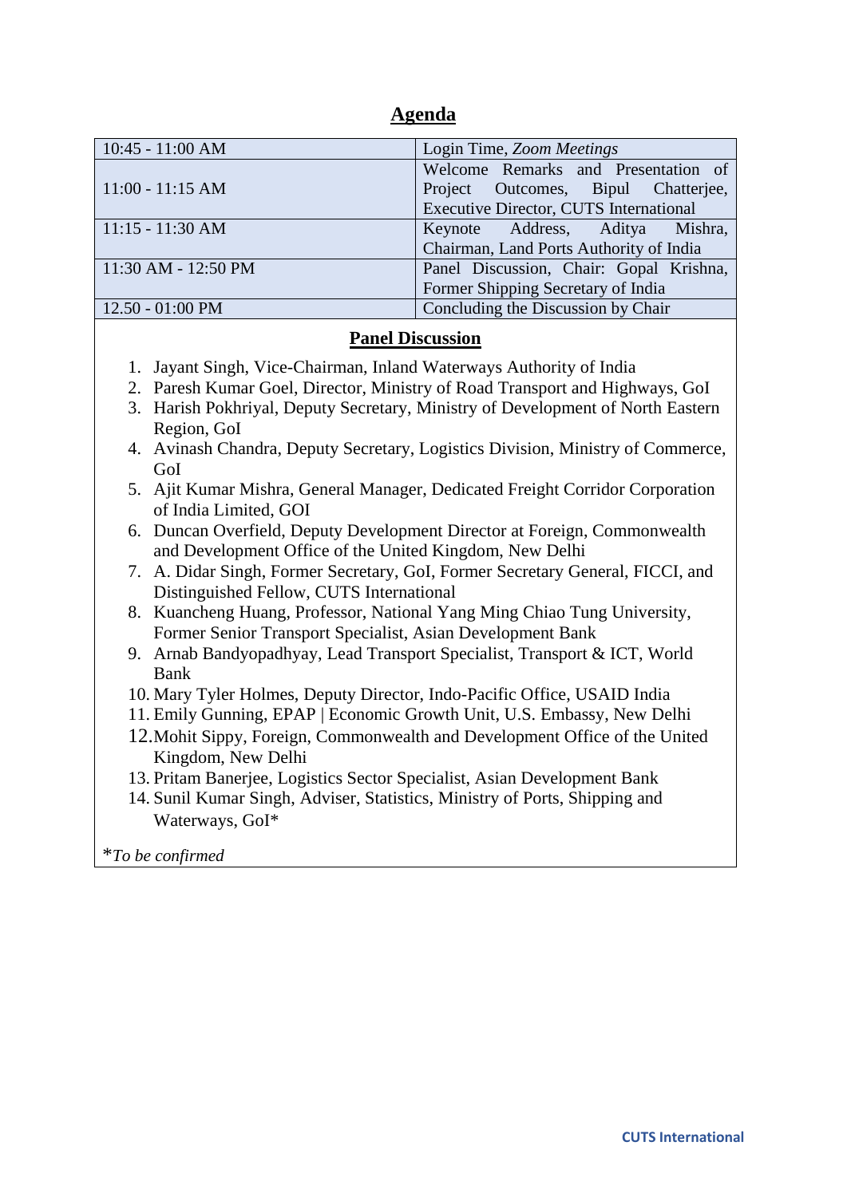## Agenda

| | |
|---|---|
| 10:45 - 11:00 AM | Login Time, *Zoom Meetings* |
| 11:00 - 11:15 AM | Welcome Remarks and Presentation of Project Outcomes, Bipul Chatterjee, Executive Director, CUTS International |
| 11:15 - 11:30 AM | Keynote Address, Aditya Mishra, Chairman, Land Ports Authority of India |
| 11:30 AM - 12:50 PM | Panel Discussion, Chair: Gopal Krishna, Former Shipping Secretary of India |
| 12.50 - 01:00 PM | Concluding the Discussion by Chair |

### Panel Discussion

1. Jayant Singh, Vice-Chairman, Inland Waterways Authority of India
2. Paresh Kumar Goel, Director, Ministry of Road Transport and Highways, GoI
3. Harish Pokhriyal, Deputy Secretary, Ministry of Development of North Eastern Region, GoI
4. Avinash Chandra, Deputy Secretary, Logistics Division, Ministry of Commerce, GoI
5. Ajit Kumar Mishra, General Manager, Dedicated Freight Corridor Corporation of India Limited, GOI
6. Duncan Overfield, Deputy Development Director at Foreign, Commonwealth and Development Office of the United Kingdom, New Delhi
7. A. Didar Singh, Former Secretary, GoI, Former Secretary General, FICCI, and Distinguished Fellow, CUTS International
8. Kuancheng Huang, Professor, National Yang Ming Chiao Tung University, Former Senior Transport Specialist, Asian Development Bank
9. Arnab Bandyopadhyay, Lead Transport Specialist, Transport & ICT, World Bank
10. Mary Tyler Holmes, Deputy Director, Indo-Pacific Office, USAID India
11. Emily Gunning, EPAP | Economic Growth Unit, U.S. Embassy, New Delhi
12. Mohit Sippy, Foreign, Commonwealth and Development Office of the United Kingdom, New Delhi
13. Pritam Banerjee, Logistics Sector Specialist, Asian Development Bank
14. Sunil Kumar Singh, Adviser, Statistics, Ministry of Ports, Shipping and Waterways, GoI*

**To be confirmed*